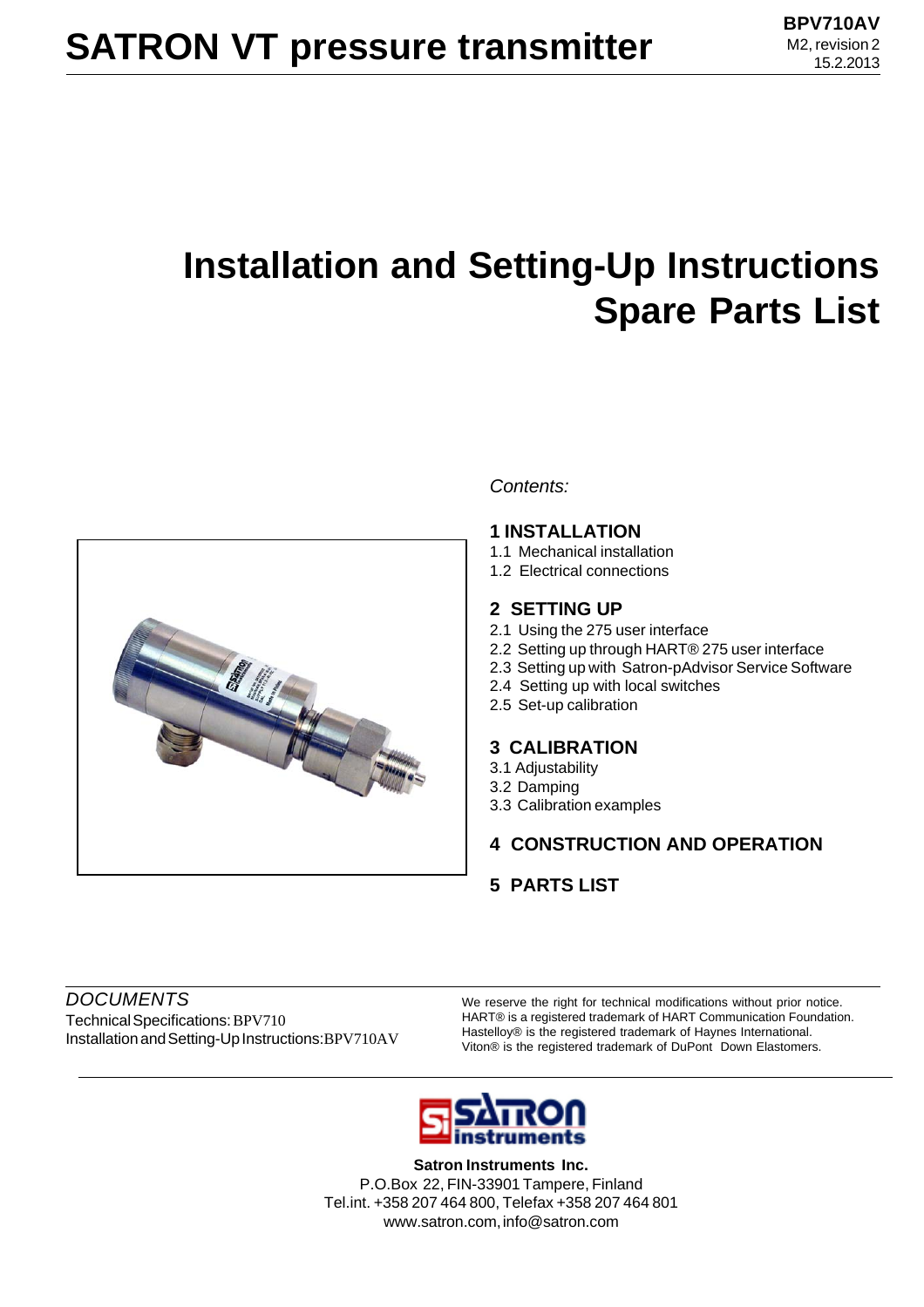# SATRON VT pressure transmitter

**BPV710AV**
M2, revision 2
15.2.2013

# Installation and Setting-Up Instructions
# Spare Parts List

*Contents:*

**1 INSTALLATION**
1.1 Mechanical installation
1.2 Electrical connections

**2 SETTING UP**
2.1 Using the 275 user interface
2.2 Setting up through HART® 275 user interface
2.3 Setting up with Satron-pAdvisor Service Software
2.4 Setting up with local switches
2.5 Set-up calibration

**3 CALIBRATION**
3.1 Adjustability
3.2 Damping
3.3 Calibration examples

**4 CONSTRUCTION AND OPERATION**

**5 PARTS LIST**

*DOCUMENTS*
Technical Specifications: BPV710
Installation and Setting-Up Instructions: BPV710AV

We reserve the right for technical modifications without prior notice.
HART® is a registered trademark of HART Communication Foundation.
Hastelloy® is the registered trademark of Haynes International.
Viton® is the registered trademark of DuPont Down Elastomers.

**Satron Instruments Inc.**
P.O.Box 22, FIN-33901 Tampere, Finland
Tel.int. +358 207 464 800, Telefax +358 207 464 801
www.satron.com, info@satron.com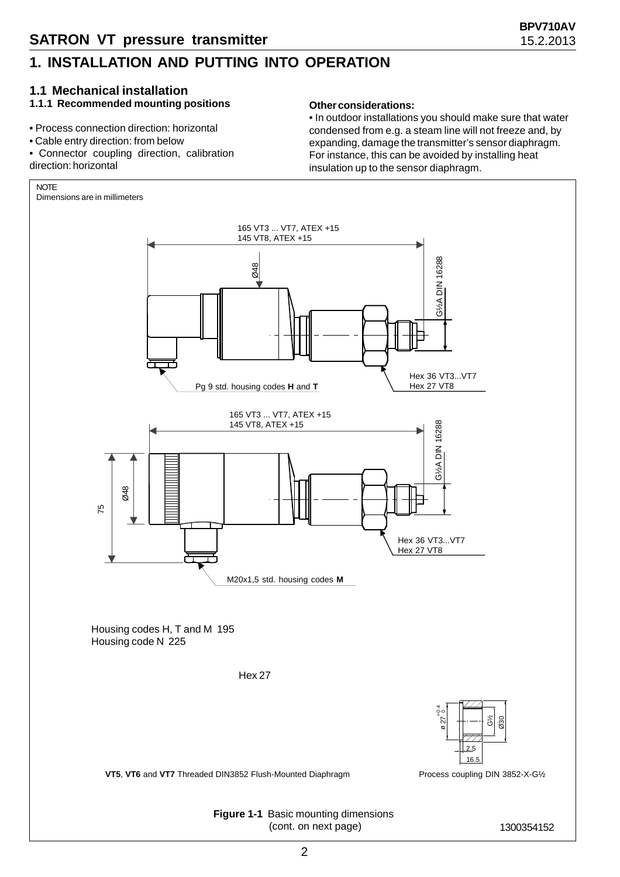## 1. INSTALLATION AND PUTTING INTO OPERATION

### 1.1 Mechanical installation

#### 1.1.1 Recommended mounting positions

- Process connection direction: horizontal
- Cable entry direction: from below
- Connector coupling direction, calibration direction: horizontal

**Other considerations:**

- In outdoor installations you should make sure that water condensed from e.g. a steam line will not freeze and, by expanding, damage the transmitter's sensor diaphragm. For instance, this can be avoided by installing heat insulation up to the sensor diaphragm.

NOTE
Dimensions are in millimeters

165 VT3 ... VT7, ATEX +15
145 VT8, ATEX +15

Ø48

G½A DIN 16288

Hex 36 VT3...VT7
Hex 27 VT8

Pg 9 std. housing codes **H** and **T**

165 VT3 ... VT7, ATEX +15
145 VT8, ATEX +15

75

Ø48

G½A DIN 16288

Hex 36 VT3...VT7
Hex 27 VT8

M20x1,5 std. housing codes **M**

Housing codes H, T and M 195
Housing code N 225

Hex 27

ø 27 $^{+0.4}_{0}$

G½

Ø30

2.5

16.5

**VT5**, **VT6** and **VT7** Threaded DIN3852 Flush-Mounted Diaphragm

Process coupling DIN 3852-X-G½

**Figure 1-1** Basic mounting dimensions
(cont. on next page)

1300354152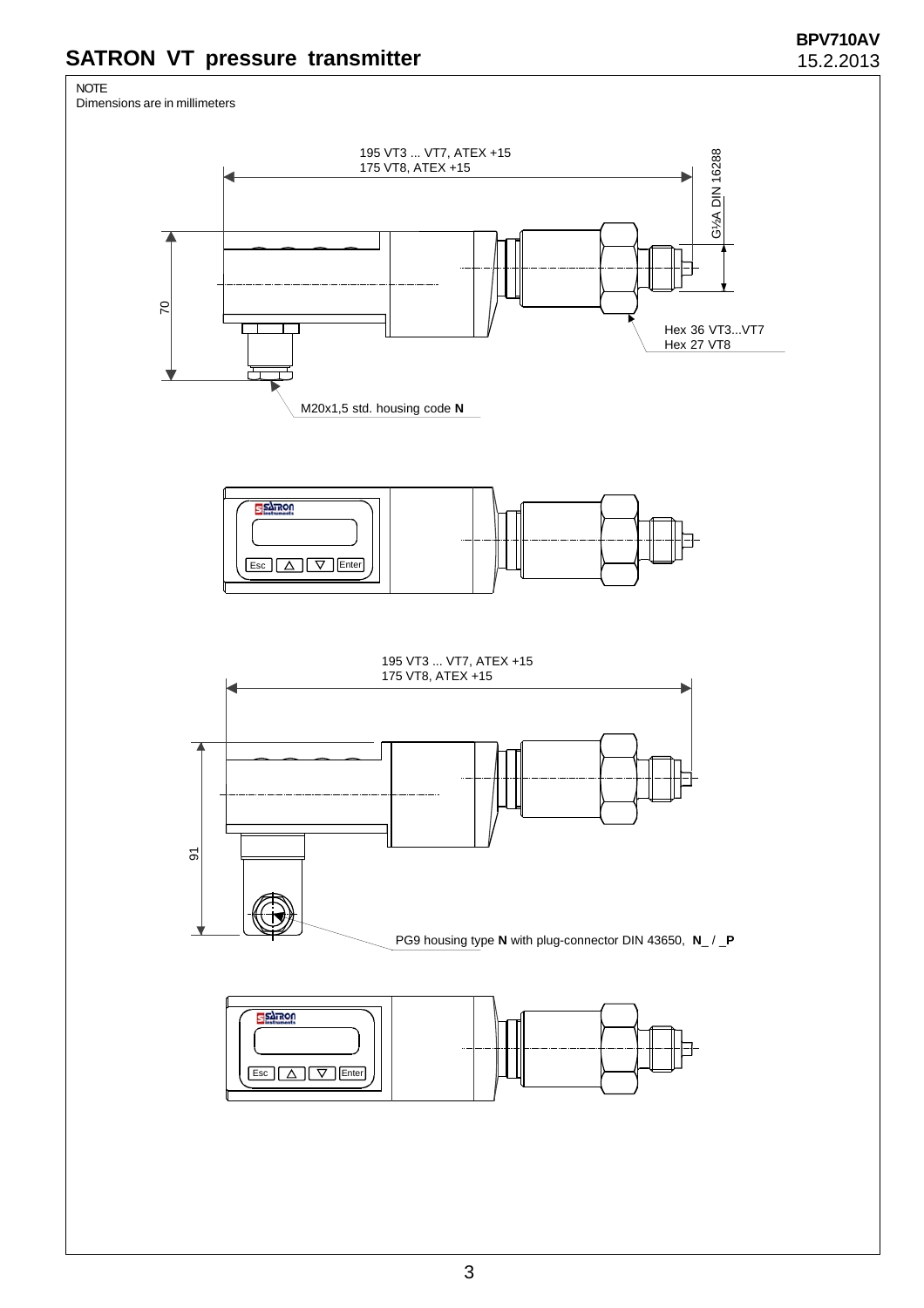# SATRON VT pressure transmitter

NOTE
Dimensions are in millimeters

195 VT3 ... VT7, ATEX +15
175 VT8, ATEX +15

G½A DIN 16288

70

Hex 36 VT3...VT7
Hex 27 VT8

M20x1,5 std. housing code **N**

SATRON instruments

Esc △ ▽ Enter

195 VT3 ... VT7, ATEX +15
175 VT8, ATEX +15

91

PG9 housing type **N** with plug-connector DIN 43650, **N**_ / _**P**

SATRON instruments

Esc △ ▽ Enter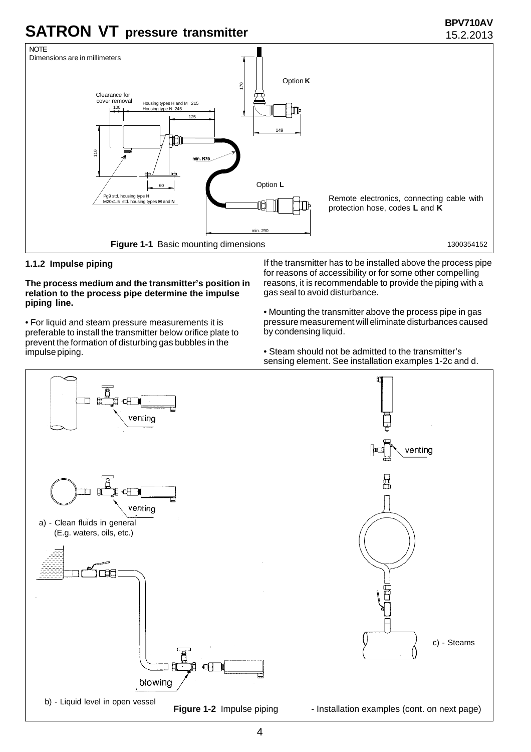NOTE
Dimensions are in millimeters

Clearance for cover removal 100

Housing types H and M 215
Housing type N 245

125

170

Option **K**

149

110

min. R75

60

Option **L**

Pg9 std. housing type **H**
M20x1.5 std. housing types **M** and **N**

Remote electronics, connecting cable with protection hose, codes **L** and **K**

min. 290

**Figure 1-1** Basic mounting dimensions

1300354152

### 1.1.2 Impulse piping

**The process medium and the transmitter's position in relation to the process pipe determine the impulse piping line.**

• For liquid and steam pressure measurements it is preferable to install the transmitter below orifice plate to prevent the formation of disturbing gas bubbles in the impulse piping.

If the transmitter has to be installed above the process pipe for reasons of accessibility or for some other compelling reasons, it is recommendable to provide the piping with a gas seal to avoid disturbance.

• Mounting the transmitter above the process pipe in gas pressure measurement will eliminate disturbances caused by condensing liquid.

• Steam should not be admitted to the transmitter's sensing element. See installation examples 1-2c and d.

venting

venting

a) - Clean fluids in general
(E.g. waters, oils, etc.)

blowing

b) - Liquid level in open vessel

venting

c) - Steams

**Figure 1-2** Impulse piping - Installation examples (cont. on next page)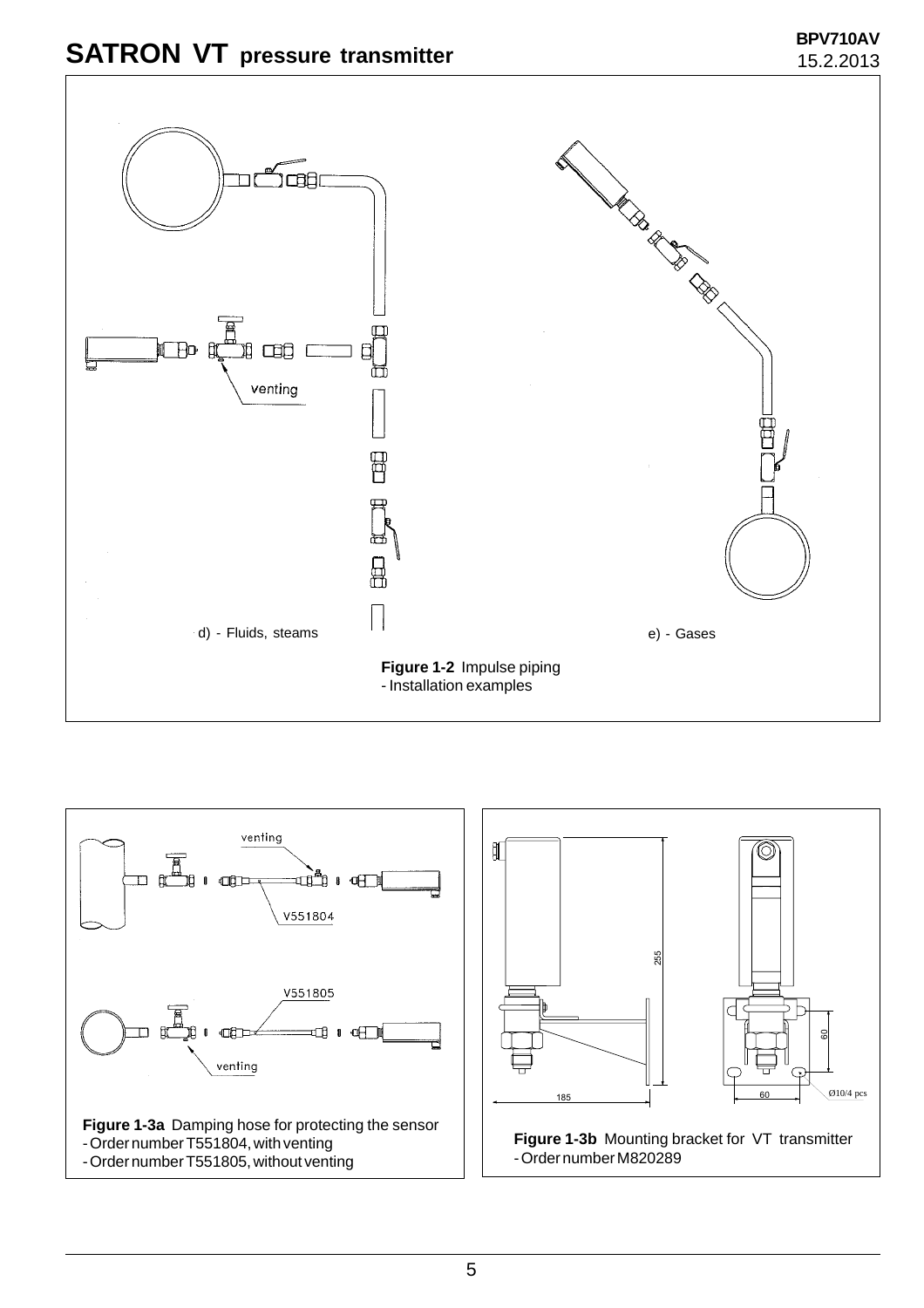venting

d) - Fluids, steams

e) - Gases

**Figure 1-2** Impulse piping
- Installation examples

venting

V551804

V551805

venting

**Figure 1-3a** Damping hose for protecting the sensor
- Order number T551804, with venting
- Order number T551805, without venting

255

185

60

60

Ø10/4 pcs

**Figure 1-3b** Mounting bracket for VT transmitter
- Order number M820289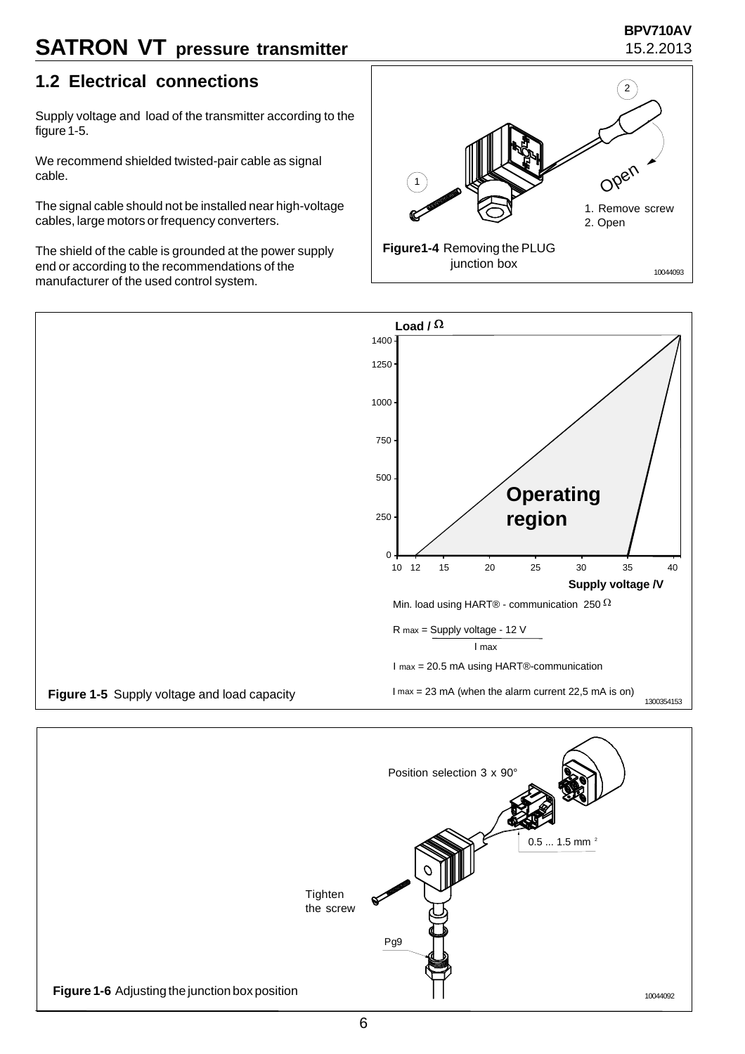## 1.2 Electrical connections

Supply voltage and load of the transmitter according to the figure 1-5.

We recommend shielded twisted-pair cable as signal cable.

The signal cable should not be installed near high-voltage cables, large motors or frequency converters.

The shield of the cable is grounded at the power supply end or according to the recommendations of the manufacturer of the used control system.

1. Remove screw
2. Open

**Figure1-4** Removing the PLUG junction box

Min. load using HART® - communication 250 Ω

$$R_{max} = \frac{\text{Supply voltage} - 12\ V}{I_{max}}$$

$I_{max}$ = 20.5 mA using HART®-communication

$I_{max}$ = 23 mA (when the alarm current 22,5 mA is on)

**Figure 1-5** Supply voltage and load capacity

Position selection 3 x 90°

0.5 ... 1.5 mm²

Tighten the screw

Pg9

**Figure 1-6** Adjusting the junction box position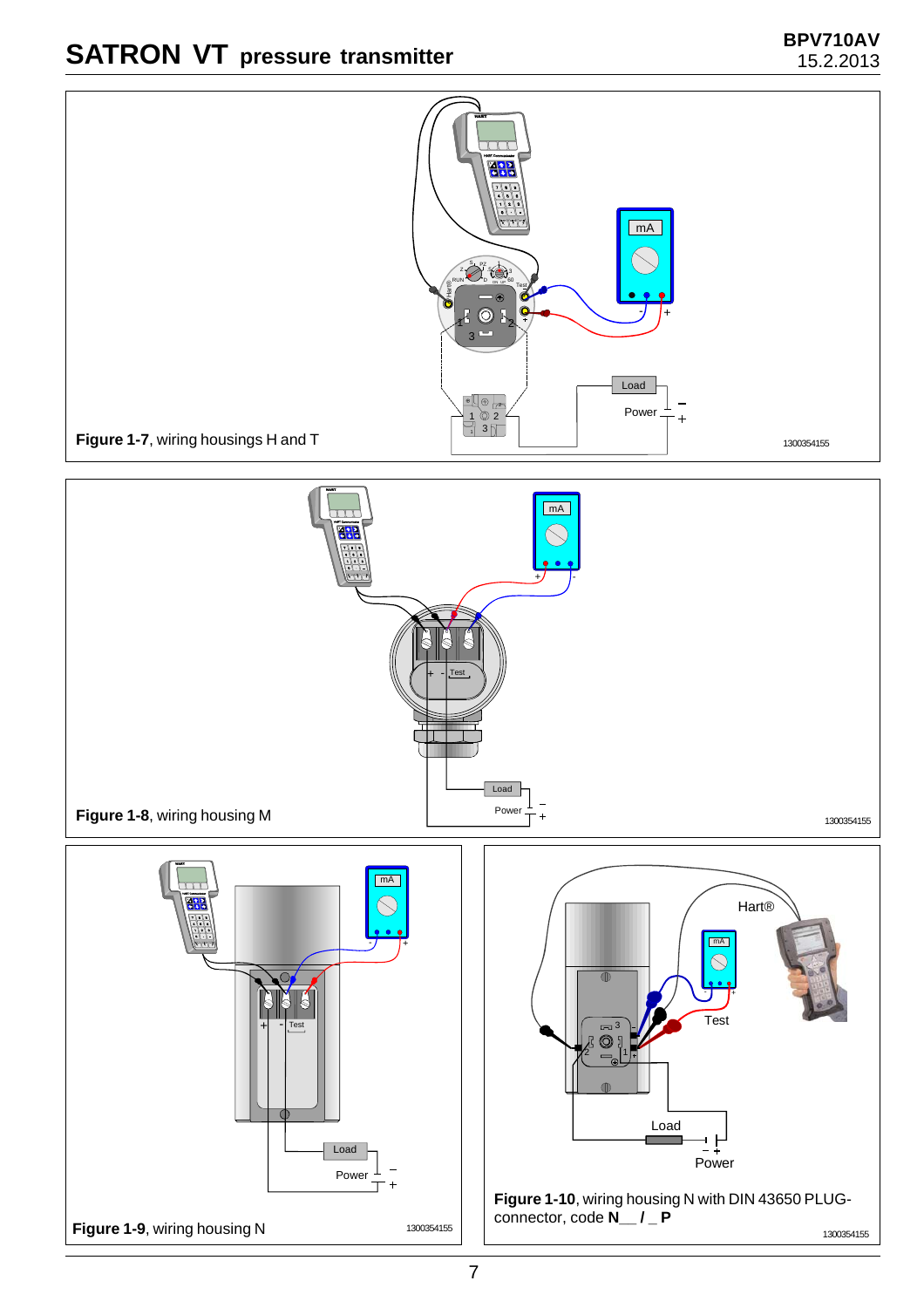**Figure 1-7**, wiring housings H and T

**Figure 1-8**, wiring housing M

**Figure 1-9**, wiring housing N

**Figure 1-10**, wiring housing N with DIN 43650 PLUG-connector, code **N__ / _ P**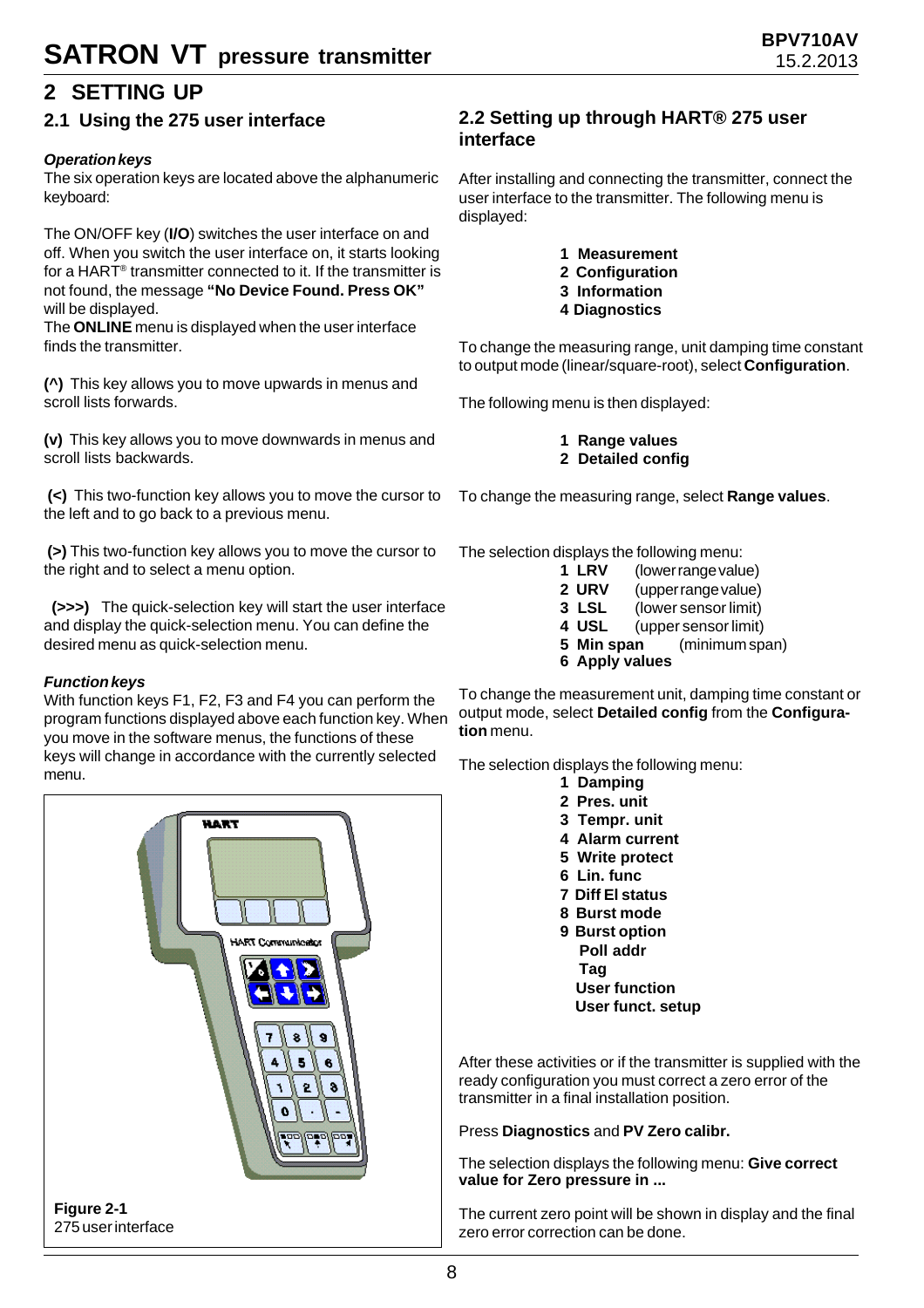# 2 SETTING UP

## 2.1 Using the 275 user interface

***Operation keys***

The six operation keys are located above the alphanumeric keyboard:

The ON/OFF key (**I/O**) switches the user interface on and off. When you switch the user interface on, it starts looking for a HART® transmitter connected to it. If the transmitter is not found, the message **"No Device Found. Press OK"** will be displayed.
The **ONLINE** menu is displayed when the user interface finds the transmitter.

**(^)** This key allows you to move upwards in menus and scroll lists forwards.

**(v)** This key allows you to move downwards in menus and scroll lists backwards.

**(<)** This two-function key allows you to move the cursor to the left and to go back to a previous menu.

**(>)** This two-function key allows you to move the cursor to the right and to select a menu option.

**(>>>)** The quick-selection key will start the user interface and display the quick-selection menu. You can define the desired menu as quick-selection menu.

***Function keys***

With function keys F1, F2, F3 and F4 you can perform the program functions displayed above each function key. When you move in the software menus, the functions of these keys will change in accordance with the currently selected menu.

**Figure 2-1**
275 user interface

## 2.2 Setting up through HART® 275 user interface

After installing and connecting the transmitter, connect the user interface to the transmitter. The following menu is displayed:

**1 Measurement**
**2 Configuration**
**3 Information**
**4 Diagnostics**

To change the measuring range, unit damping time constant to output mode (linear/square-root), select **Configuration**.

The following menu is then displayed:

**1 Range values**
**2 Detailed config**

To change the measuring range, select **Range values**.

The selection displays the following menu:

**1 LRV** (lower range value)
**2 URV** (upper range value)
**3 LSL** (lower sensor limit)
**4 USL** (upper sensor limit)
**5 Min span** (minimum span)
**6 Apply values**

To change the measurement unit, damping time constant or output mode, select **Detailed config** from the **Configuration** menu.

The selection displays the following menu:

**1 Damping**
**2 Pres. unit**
**3 Tempr. unit**
**4 Alarm current**
**5 Write protect**
**6 Lin. func**
**7 Diff El status**
**8 Burst mode**
**9 Burst option**
**Poll addr**
**Tag**
**User function**
**User funct. setup**

After these activities or if the transmitter is supplied with the ready configuration you must correct a zero error of the transmitter in a final installation position.

Press **Diagnostics** and **PV Zero calibr.**

The selection displays the following menu: **Give correct value for Zero pressure in ...**

The current zero point will be shown in display and the final zero error correction can be done.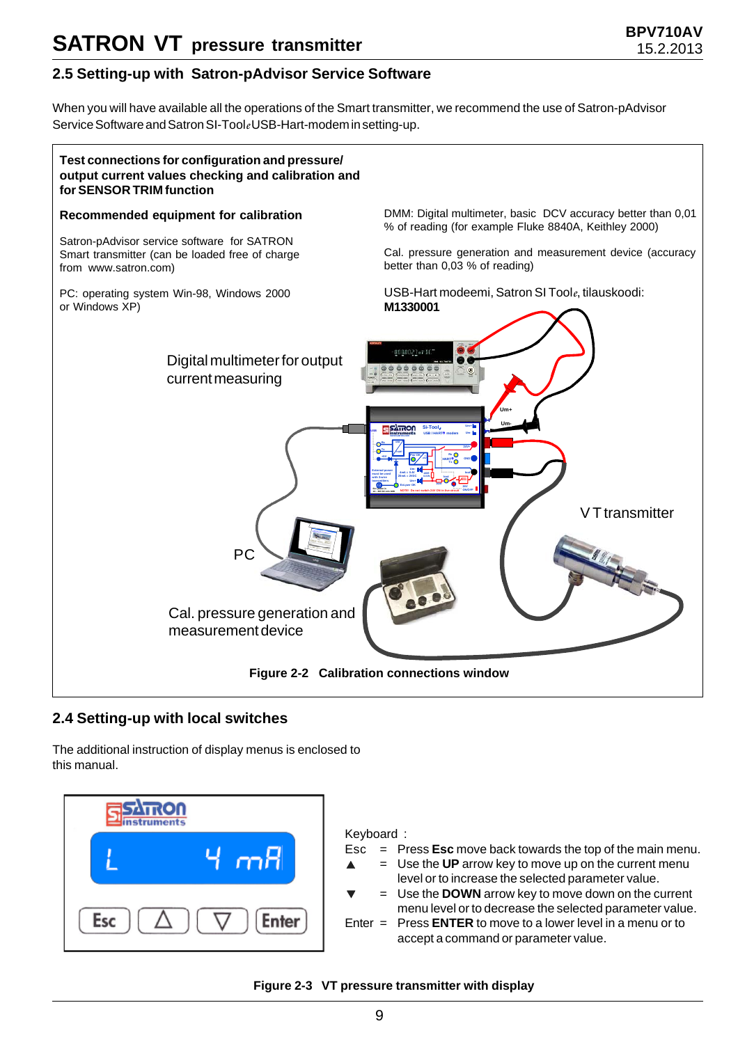## 2.5 Setting-up with Satron-pAdvisor Service Software

When you will have available all the operations of the Smart transmitter, we recommend the use of Satron-pAdvisor Service Software and Satron SI-Tool*e* USB-Hart-modem in setting-up.

**Test connections for configuration and pressure/ output current values checking and calibration and for SENSOR TRIM function**

**Recommended equipment for calibration**

Satron-pAdvisor service software for SATRON Smart transmitter (can be loaded free of charge from www.satron.com)

PC: operating system Win-98, Windows 2000 or Windows XP)

DMM: Digital multimeter, basic DCV accuracy better than 0,01 % of reading (for example Fluke 8840A, Keithley 2000)

Cal. pressure generation and measurement device (accuracy better than 0,03 % of reading)

USB-Hart modeemi, Satron SI Tool*e*, tilauskoodi: **M1330001**

Digital multimeter for output current measuring

PC

Cal. pressure generation and measurement device

V T transmitter

**Figure 2-2 Calibration connections window**

## 2.4 Setting-up with local switches

The additional instruction of display menus is enclosed to this manual.

Keyboard :

Esc = Press **Esc** move back towards the top of the main menu.

▲ = Use the **UP** arrow key to move up on the current menu level or to increase the selected parameter value.

▼ = Use the **DOWN** arrow key to move down on the current menu level or to decrease the selected parameter value.

Enter = Press **ENTER** to move to a lower level in a menu or to accept a command or parameter value.

**Figure 2-3 VT pressure transmitter with display**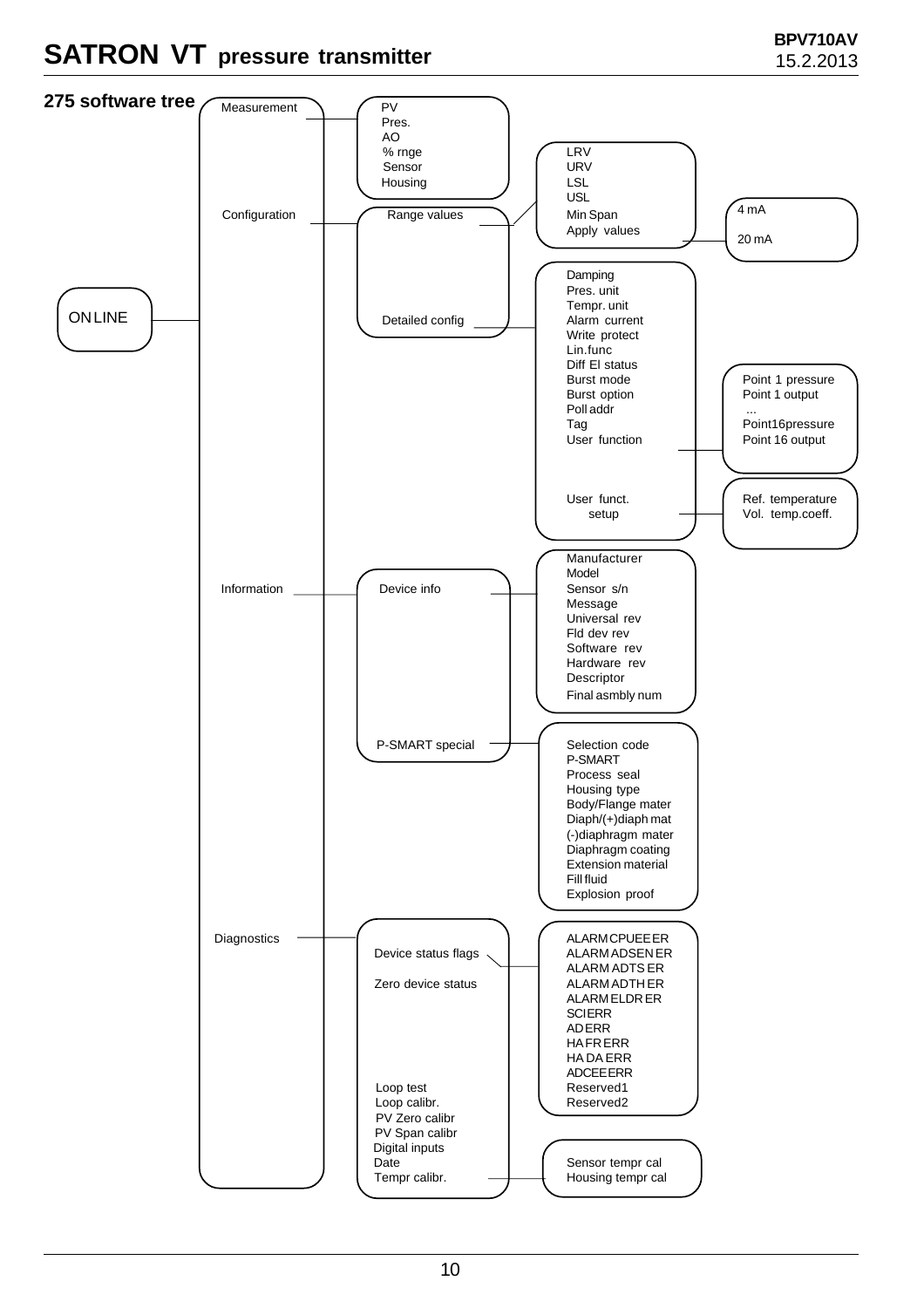## 275 software tree

ONLINE

- Measurement
  - PV
  - Pres.
  - AO
  - % rnge
  - Sensor
  - Housing
- Configuration
  - Range values
    - LRV
    - URV
    - LSL
    - USL
    - Min Span
    - Apply values
      - 4 mA
      - 20 mA
  - Detailed config
    - Damping
    - Pres. unit
    - Tempr. unit
    - Alarm current
    - Write protect
    - Lin.func
    - Diff El status
    - Burst mode
    - Burst option
    - Poll addr
    - Tag
    - User function
      - Point 1 pressure
      - Point 1 output
      - ...
      - Point16pressure
      - Point 16 output
    - User funct. setup
      - Ref. temperature
      - Vol. temp.coeff.
- Information
  - Device info
    - Manufacturer
    - Model
    - Sensor s/n
    - Message
    - Universal rev
    - Fld dev rev
    - Software rev
    - Hardware rev
    - Descriptor
    - Final asmbly num
  - P-SMART special
    - Selection code P-SMART
    - Process seal
    - Housing type
    - Body/Flange mater
    - Diaph/(+)diaph mat
    - (-)diaphragm mater
    - Diaphragm coating
    - Extension material
    - Fill fluid
    - Explosion proof
- Diagnostics
  - Device status flags
    - ALARM CPUEE ER
    - ALARM ADSEN ER
    - ALARM ADTS ER
    - ALARM ADTH ER
    - ALARM ELDR ER
    - SCIERR
    - ADERR
    - HAFRERR
    - HADAERR
    - ADCEEERR
    - Reserved1
    - Reserved2
  - Zero device status
  - Loop test
  - Loop calibr.
  - PV Zero calibr
  - PV Span calibr
  - Digital inputs
  - Date
  - Tempr calibr.
    - Sensor tempr cal
    - Housing tempr cal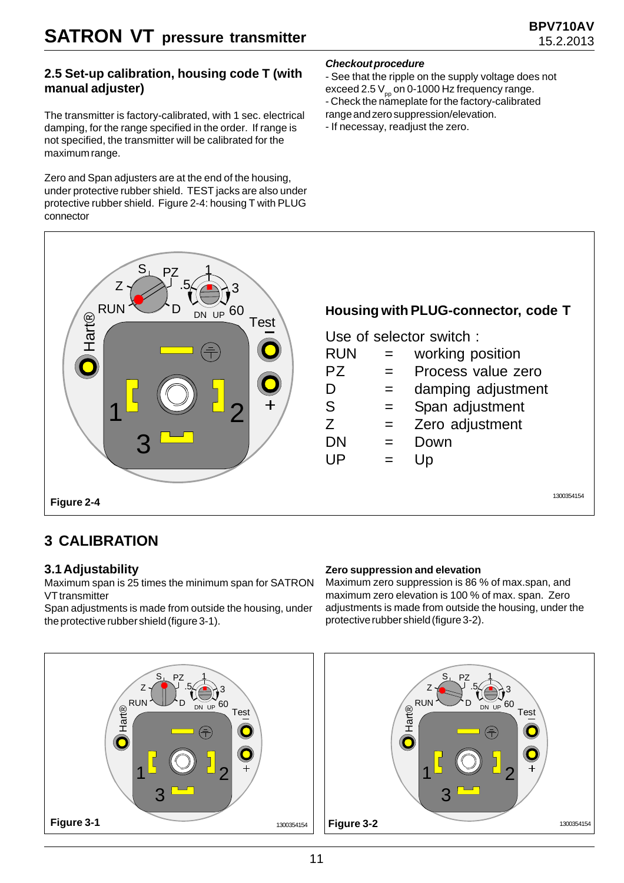## 2.5 Set-up calibration, housing code T (with manual adjuster)

The transmitter is factory-calibrated, with 1 sec. electrical damping, for the range specified in the order. If range is not specified, the transmitter will be calibrated for the maximum range.

Zero and Span adjusters are at the end of the housing, under protective rubber shield. TEST jacks are also under protective rubber shield. Figure 2-4: housing T with PLUG connector

***Checkout procedure***

- See that the ripple on the supply voltage does not exceed 2.5 $V_{pp}$ on 0-1000 Hz frequency range.
- Check the nameplate for the factory-calibrated range and zero suppression/elevation.
- If necessary, readjust the zero.

S PZ 1 Z .5 3 RUN D DN UP 60 Test Hart® 1 2 3 +

**Housing with PLUG-connector, code T**

Use of selector switch :

| | | |
|---|---|---|
| RUN | = | working position |
| PZ | = | Process value zero |
| D | = | damping adjustment |
| S | = | Span adjustment |
| Z | = | Zero adjustment |
| DN | = | Down |
| UP | = | Up |

1300354154

**Figure 2-4**

## 3 CALIBRATION

### 3.1 Adjustability

Maximum span is 25 times the minimum span for SATRON VT transmitter

Span adjustments is made from outside the housing, under the protective rubber shield (figure 3-1).

**Zero suppression and elevation**

Maximum zero suppression is 86 % of max.span, and maximum zero elevation is 100 % of max. span. Zero adjustments is made from outside the housing, under the protective rubber shield (figure 3-2).

S PZ 1 Z .5 3 RUN D DN UP 60 Test Hart® 1 2 3 +

1300354154

**Figure 3-1**

S PZ 1 Z .5 3 RUN D DN UP 60 Test Hart® 1 2 3 +

1300354154

**Figure 3-2**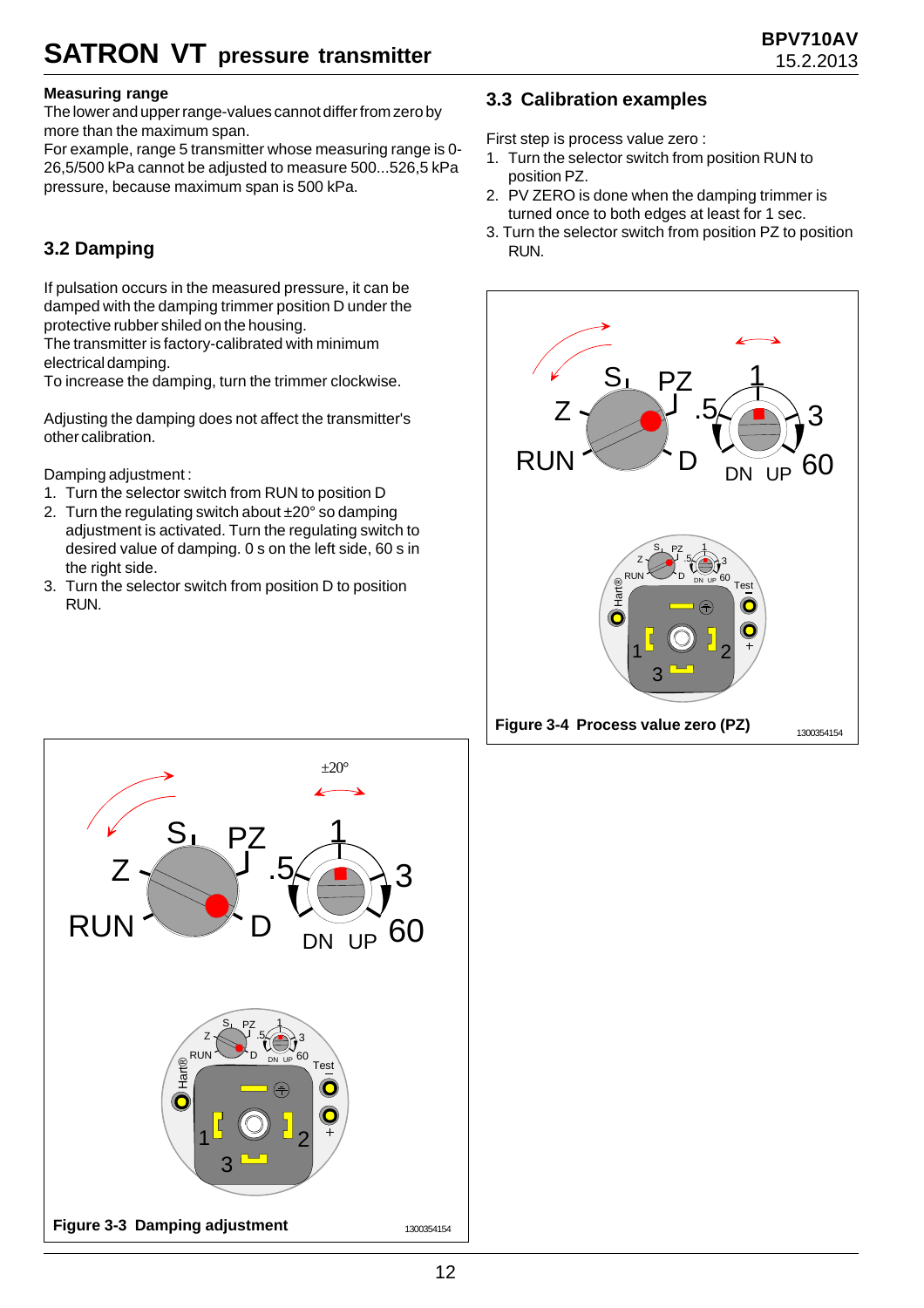**Measuring range**

The lower and upper range-values cannot differ from zero by more than the maximum span.
For example, range 5 transmitter whose measuring range is 0-26,5/500 kPa cannot be adjusted to measure 500...526,5 kPa pressure, because maximum span is 500 kPa.

## 3.2 Damping

If pulsation occurs in the measured pressure, it can be damped with the damping trimmer position D under the protective rubber shiled on the housing.
The transmitter is factory-calibrated with minimum electrical damping.
To increase the damping, turn the trimmer clockwise.

Adjusting the damping does not affect the transmitter's other calibration.

Damping adjustment :

1. Turn the selector switch from RUN to position D
2. Turn the regulating switch about ±20° so damping adjustment is activated. Turn the regulating switch to desired value of damping. 0 s on the left side, 60 s in the right side.
3. Turn the selector switch from position D to position RUN.

**Figure 3-3 Damping adjustment**

## 3.3 Calibration examples

First step is process value zero :

1. Turn the selector switch from position RUN to position PZ.
2. PV ZERO is done when the damping trimmer is turned once to both edges at least for 1 sec.
3. Turn the selector switch from position PZ to position RUN.

**Figure 3-4 Process value zero (PZ)**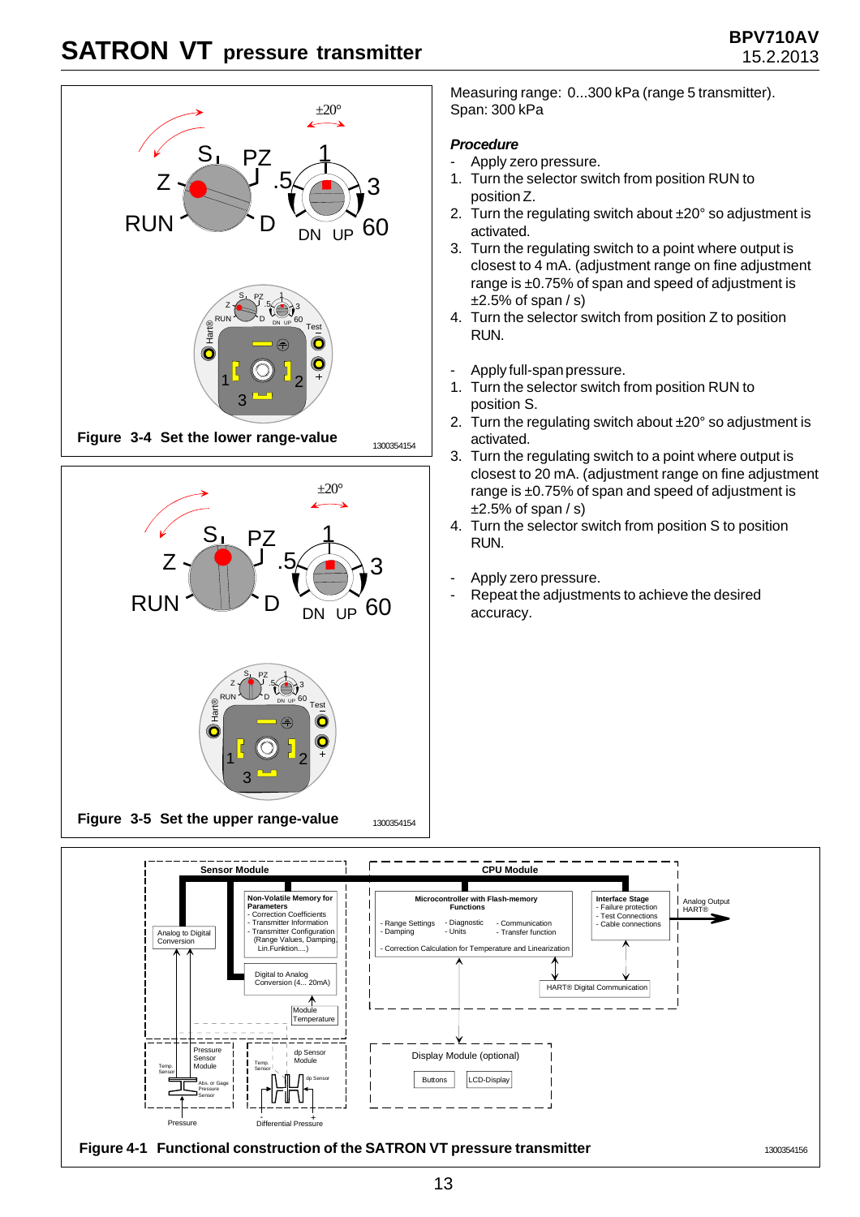Measuring range: 0...300 kPa (range 5 transmitter).
Span: 300 kPa

***Procedure***

- Apply zero pressure.

1. Turn the selector switch from position RUN to position Z.
2. Turn the regulating switch about ±20° so adjustment is activated.
3. Turn the regulating switch to a point where output is closest to 4 mA. (adjustment range on fine adjustment range is ±0.75% of span and speed of adjustment is ±2.5% of span / s)
4. Turn the selector switch from position Z to position RUN.

- Apply full-span pressure.

1. Turn the selector switch from position RUN to position S.
2. Turn the regulating switch about ±20° so adjustment is activated.
3. Turn the regulating switch to a point where output is closest to 20 mA. (adjustment range on fine adjustment range is ±0.75% of span and speed of adjustment is ±2.5% of span / s)
4. Turn the selector switch from position S to position RUN.

- Apply zero pressure.
- Repeat the adjustments to achieve the desired accuracy.

**Figure 3-4 Set the lower range-value**

**Figure 3-5 Set the upper range-value**

**Figure 4-1 Functional construction of the SATRON VT pressure transmitter**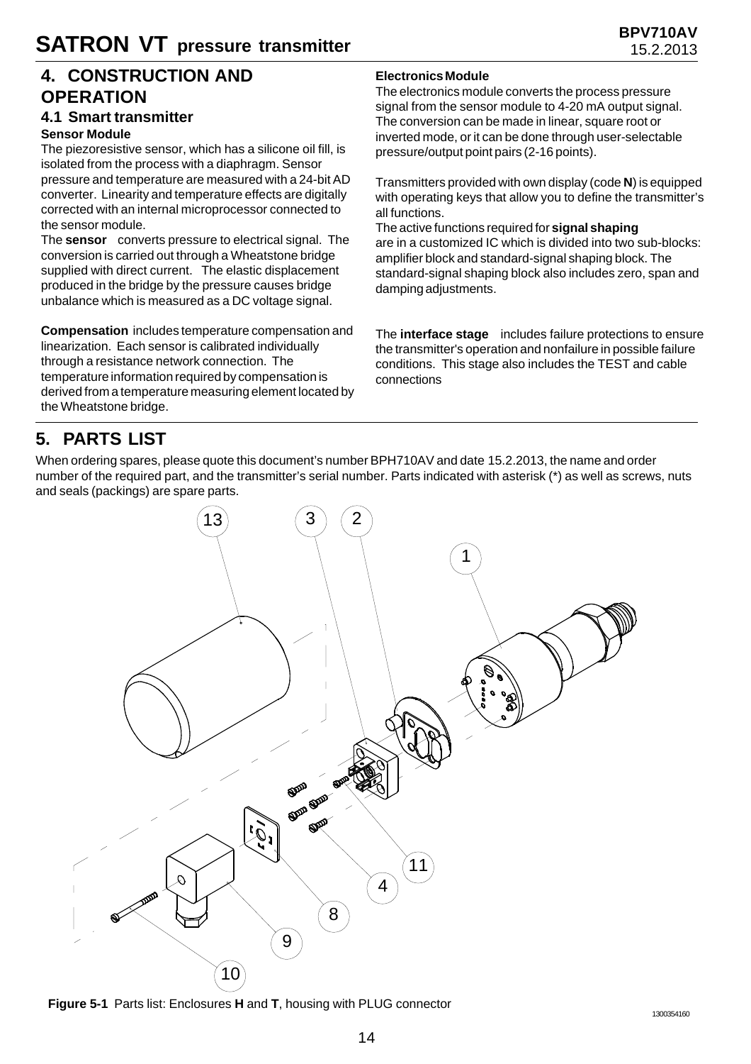## 4. CONSTRUCTION AND OPERATION

### 4.1 Smart transmitter

**Sensor Module**

The piezoresistive sensor, which has a silicone oil fill, is isolated from the process with a diaphragm. Sensor pressure and temperature are measured with a 24-bit AD converter. Linearity and temperature effects are digitally corrected with an internal microprocessor connected to the sensor module.

The **sensor** converts pressure to electrical signal. The conversion is carried out through a Wheatstone bridge supplied with direct current. The elastic displacement produced in the bridge by the pressure causes bridge unbalance which is measured as a DC voltage signal.

**Compensation** includes temperature compensation and linearization. Each sensor is calibrated individually through a resistance network connection. The temperature information required by compensation is derived from a temperature measuring element located by the Wheatstone bridge.

**Electronics Module**

The electronics module converts the process pressure signal from the sensor module to 4-20 mA output signal. The conversion can be made in linear, square root or inverted mode, or it can be done through user-selectable pressure/output point pairs (2-16 points).

Transmitters provided with own display (code **N**) is equipped with operating keys that allow you to define the transmitter's all functions.

The active functions required for **signal shaping** are in a customized IC which is divided into two sub-blocks: amplifier block and standard-signal shaping block. The standard-signal shaping block also includes zero, span and damping adjustments.

The **interface stage** includes failure protections to ensure the transmitter's operation and nonfailure in possible failure conditions. This stage also includes the TEST and cable connections

## 5. PARTS LIST

When ordering spares, please quote this document's number BPH710AV and date 15.2.2013, the name and order number of the required part, and the transmitter's serial number. Parts indicated with asterisk (*) as well as screws, nuts and seals (packings) are spare parts.

**Figure 5-1** Parts list: Enclosures **H** and **T**, housing with PLUG connector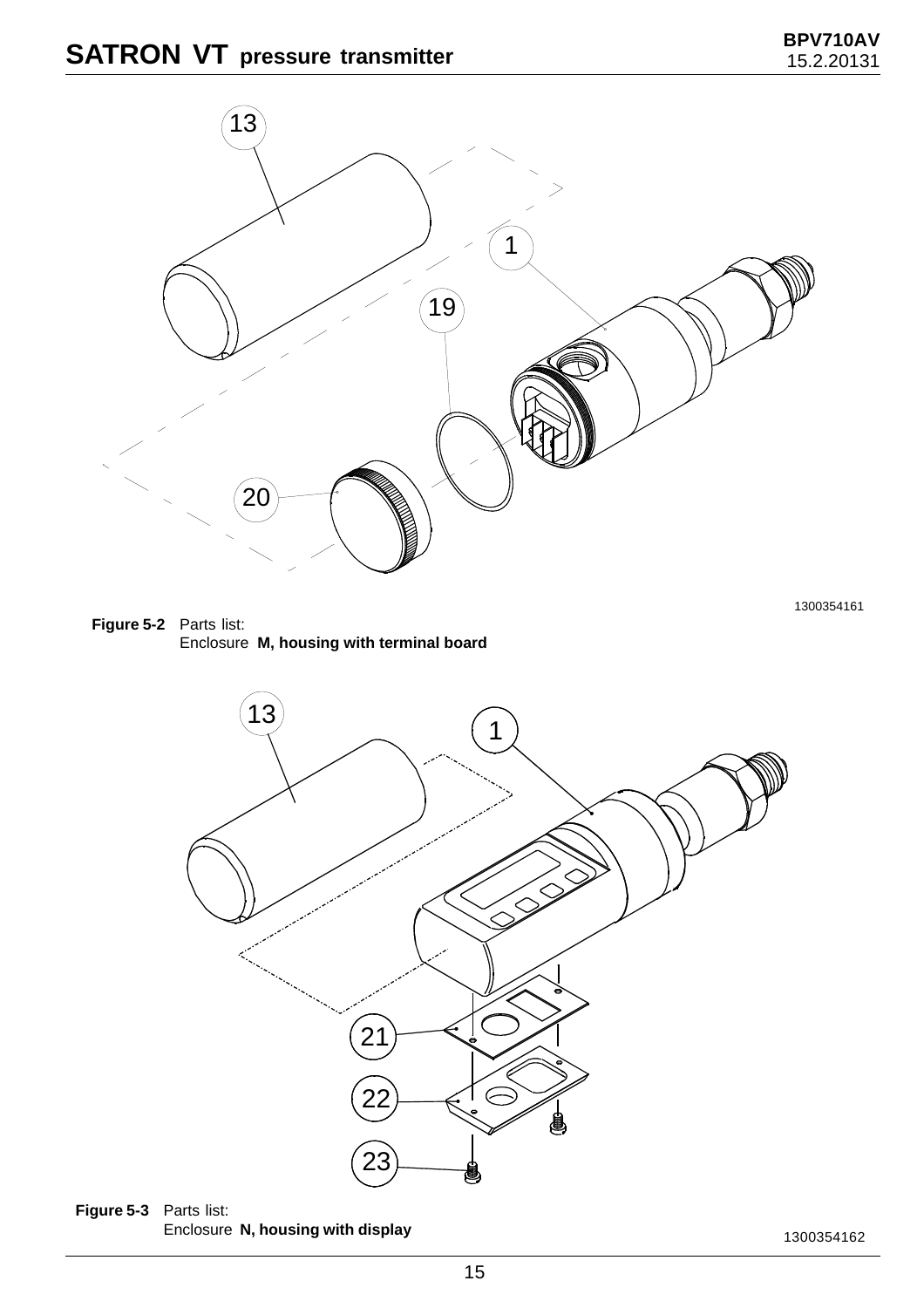**Figure 5-2** Parts list:
Enclosure **M, housing with terminal board**

1300354161

**Figure 5-3** Parts list:
Enclosure **N, housing with display**

1300354162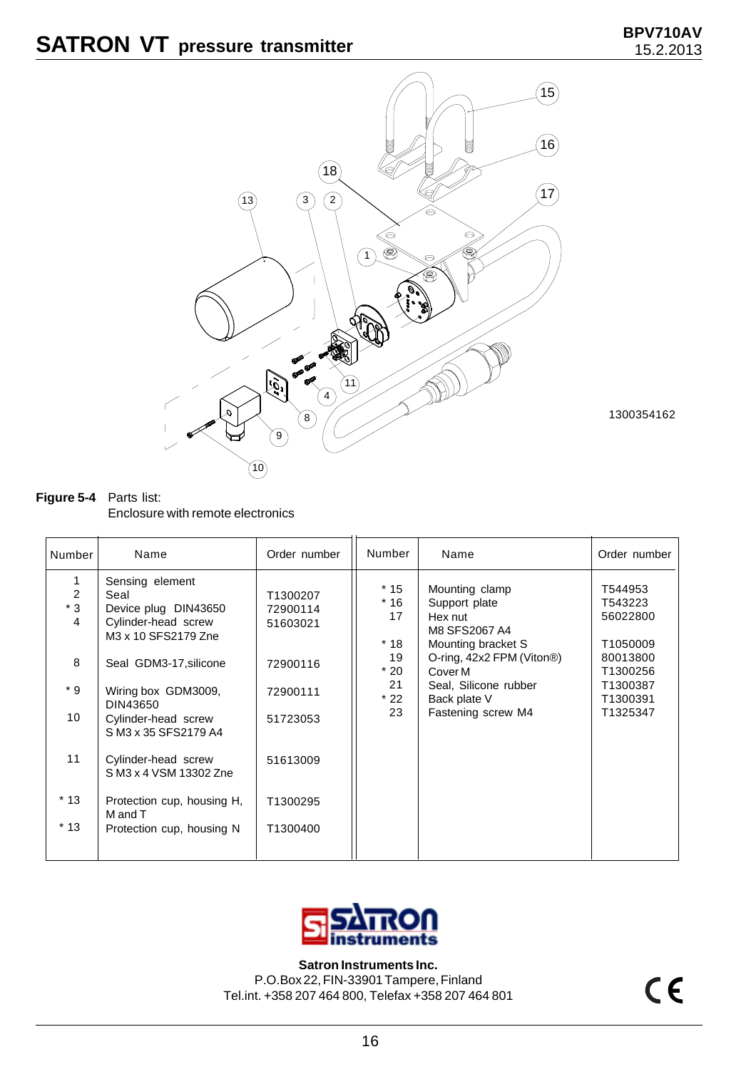1300354162

**Figure 5-4** Parts list:
Enclosure with remote electronics

| Number | Name | Order number | Number | Name | Order number |
|---|---|---|---|---|---|
| 1 | Sensing element | | * 15 | Mounting clamp | T544953 |
| 2 | Seal | T1300207 | * 16 | Support plate | T543223 |
| * 3 | Device plug DIN43650 | 72900114 | 17 | Hex nut M8 SFS2067 A4 | 56022800 |
| 4 | Cylinder-head screw M3 x 10 SFS2179 Zne | 51603021 | * 18 | Mounting bracket S | T1050009 |
| 8 | Seal GDM3-17,silicone | 72900116 | 19 | O-ring, 42x2 FPM (Viton®) | 80013800 |
| * 9 | Wiring box GDM3009, DIN43650 | 72900111 | * 20 | Cover M | T1300256 |
| 10 | Cylinder-head screw S M3 x 35 SFS2179 A4 | 51723053 | 21 | Seal, Silicone rubber | T1300387 |
| 11 | Cylinder-head screw S M3 x 4 VSM 13302 Zne | 51613009 | * 22 | Back plate V | T1300391 |
| * 13 | Protection cup, housing H, M and T | T1300295 | 23 | Fastening screw M4 | T1325347 |
| * 13 | Protection cup, housing N | T1300400 | | | |

**Satron Instruments Inc.**
P.O.Box 22, FIN-33901 Tampere, Finland
Tel.int. +358 207 464 800, Telefax +358 207 464 801